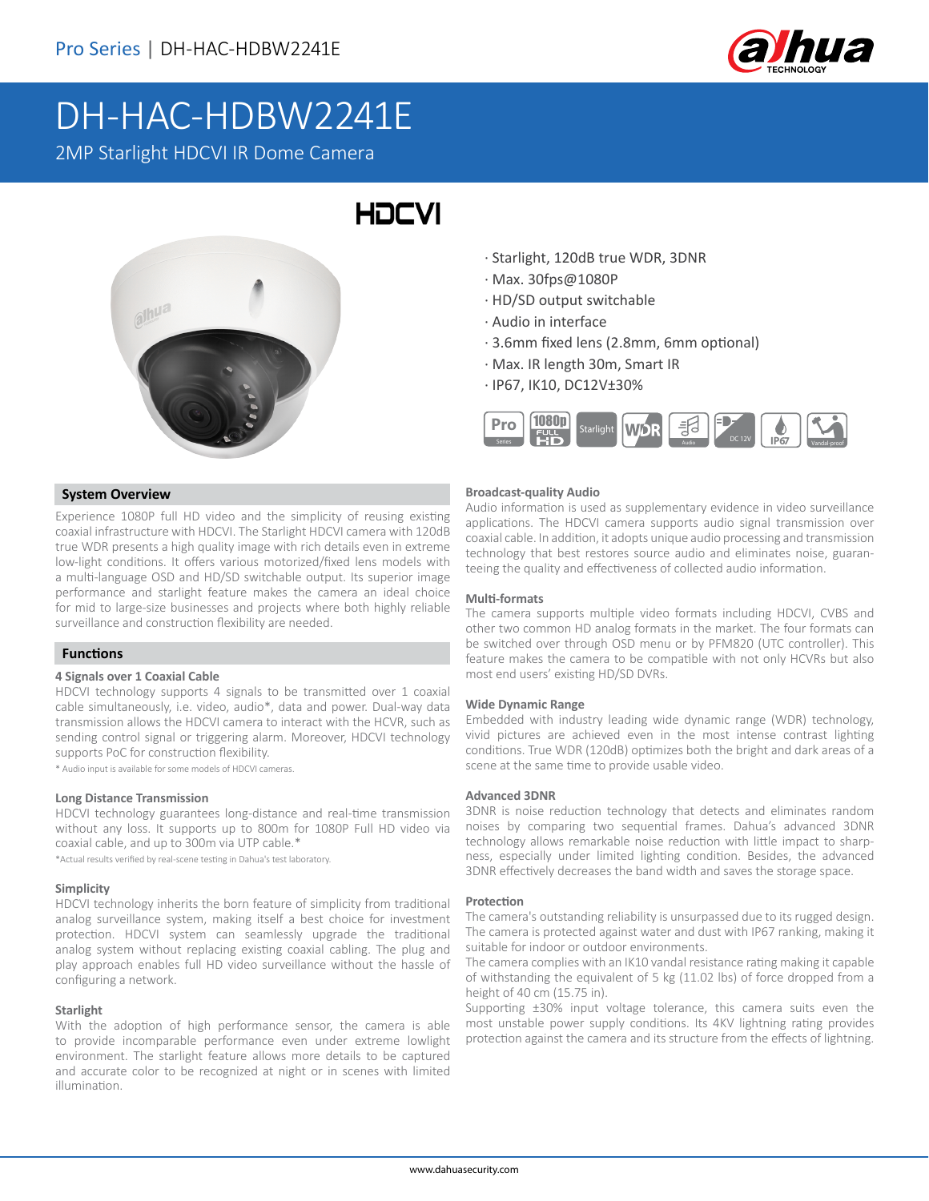Pro Series | DH-HAC-HDBW2241E

# DH-HAC-HDBW2241E

2MP Starlight HDCVI IR Dome Camera

- Starlight, 120dB true WDR, 3DNR
- Max. 30fps@1080P
- HD/SD output switchable
- Audio in interface
- 3.6mm fixed lens (2.8mm, 6mm optional)
- Max. IR length 30m, Smart IR
- IP67, IK10, DC12V±30%

## System Overview

Experience 1080P full HD video and the simplicity of reusing existing coaxial infrastructure with HDCVI. The Starlight HDCVI camera with 120dB true WDR presents a high quality image with rich details even in extreme low-light conditions. It offers various motorized/fixed lens models with a multi-language OSD and HD/SD switchable output. Its superior image performance and starlight feature makes the camera an ideal choice for mid to large-size businesses and projects where both highly reliable surveillance and construction flexibility are needed.

## Functions

### 4 Signals over 1 Coaxial Cable

HDCVI technology supports 4 signals to be transmitted over 1 coaxial cable simultaneously, i.e. video, audio*, data and power. Dual-way data transmission allows the HDCVI camera to interact with the HCVR, such as sending control signal or triggering alarm. Moreover, HDCVI technology supports PoC for construction flexibility.

* Audio input is available for some models of HDCVI cameras.

### Long Distance Transmission

HDCVI technology guarantees long-distance and real-time transmission without any loss. It supports up to 800m for 1080P Full HD video via coaxial cable, and up to 300m via UTP cable.*

*Actual results verified by real-scene testing in Dahua's test laboratory.

### Simplicity

HDCVI technology inherits the born feature of simplicity from traditional analog surveillance system, making itself a best choice for investment protection. HDCVI system can seamlessly upgrade the traditional analog system without replacing existing coaxial cabling. The plug and play approach enables full HD video surveillance without the hassle of configuring a network.

### Starlight

With the adoption of high performance sensor, the camera is able to provide incomparable performance even under extreme lowlight environment. The starlight feature allows more details to be captured and accurate color to be recognized at night or in scenes with limited illumination.

### Broadcast-quality Audio

Audio information is used as supplementary evidence in video surveillance applications. The HDCVI camera supports audio signal transmission over coaxial cable. In addition, it adopts unique audio processing and transmission technology that best restores source audio and eliminates noise, guaranteeing the quality and effectiveness of collected audio information.

### Multi-formats

The camera supports multiple video formats including HDCVI, CVBS and other two common HD analog formats in the market. The four formats can be switched over through OSD menu or by PFM820 (UTC controller). This feature makes the camera to be compatible with not only HCVRs but also most end users' existing HD/SD DVRs.

### Wide Dynamic Range

Embedded with industry leading wide dynamic range (WDR) technology, vivid pictures are achieved even in the most intense contrast lighting conditions. True WDR (120dB) optimizes both the bright and dark areas of a scene at the same time to provide usable video.

### Advanced 3DNR

3DNR is noise reduction technology that detects and eliminates random noises by comparing two sequential frames. Dahua's advanced 3DNR technology allows remarkable noise reduction with little impact to sharpness, especially under limited lighting condition. Besides, the advanced 3DNR effectively decreases the band width and saves the storage space.

### Protection

The camera's outstanding reliability is unsurpassed due to its rugged design. The camera is protected against water and dust with IP67 ranking, making it suitable for indoor or outdoor environments.

The camera complies with an IK10 vandal resistance rating making it capable of withstanding the equivalent of 5 kg (11.02 lbs) of force dropped from a height of 40 cm (15.75 in).

Supporting ±30% input voltage tolerance, this camera suits even the most unstable power supply conditions. Its 4KV lightning rating provides protection against the camera and its structure from the effects of lightning.

www.dahuasecurity.com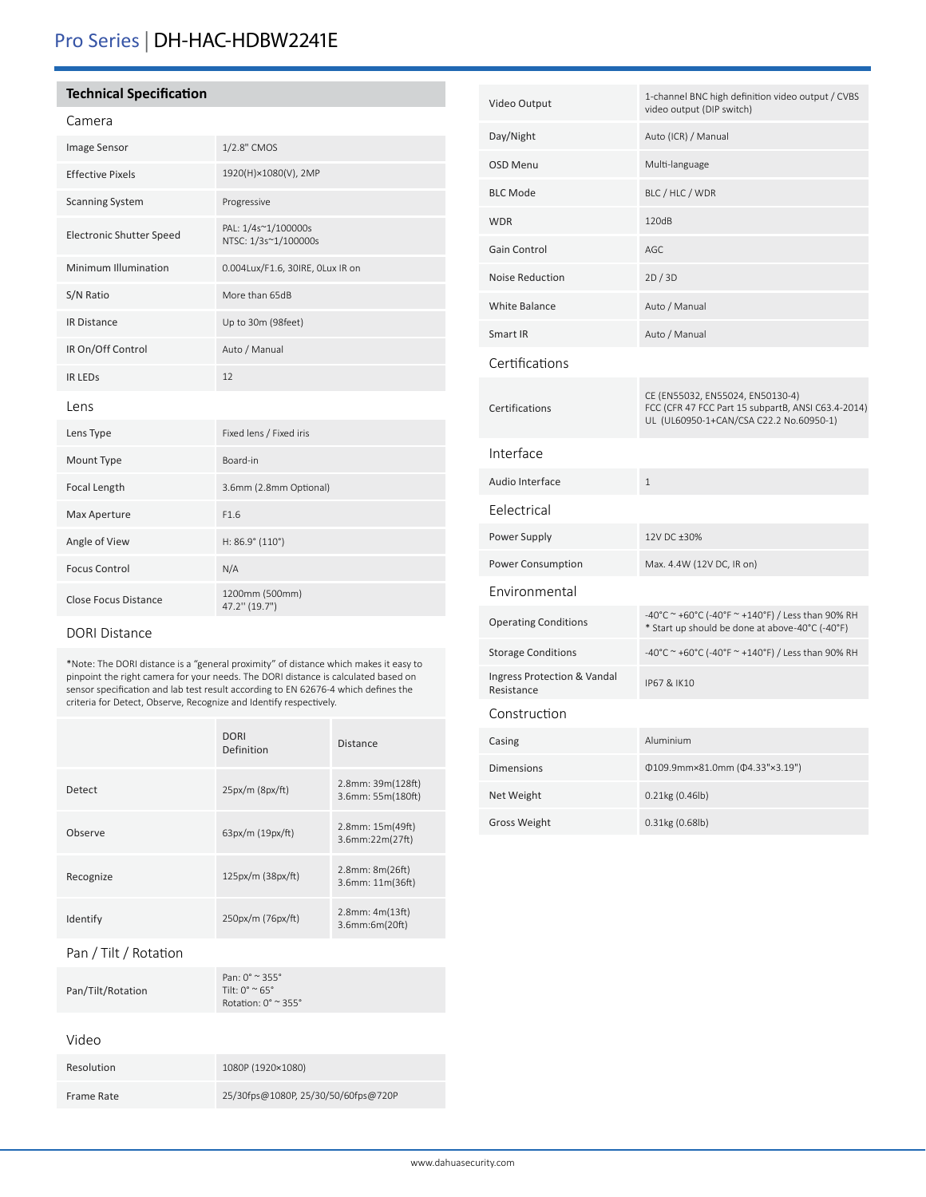# Pro Series | DH-HAC-HDBW2241E

## Technical Specification

### Camera

| | |
|---|---|
| Image Sensor | 1/2.8" CMOS |
| Effective Pixels | 1920(H)×1080(V), 2MP |
| Scanning System | Progressive |
| Electronic Shutter Speed | PAL: 1/4s~1/100000s<br>NTSC: 1/3s~1/100000s |
| Minimum Illumination | 0.004Lux/F1.6, 30IRE, 0Lux IR on |
| S/N Ratio | More than 65dB |
| IR Distance | Up to 30m (98feet) |
| IR On/Off Control | Auto / Manual |
| IR LEDs | 12 |

### Lens

| | |
|---|---|
| Lens Type | Fixed lens / Fixed iris |
| Mount Type | Board-in |
| Focal Length | 3.6mm (2.8mm Optional) |
| Max Aperture | F1.6 |
| Angle of View | H: 86.9° (110°) |
| Focus Control | N/A |
| Close Focus Distance | 1200mm (500mm)<br>47.2" (19.7") |

### DORI Distance

*Note: The DORI distance is a "general proximity" of distance which makes it easy to pinpoint the right camera for your needs. The DORI distance is calculated based on sensor specification and lab test result according to EN 62676-4 which defines the criteria for Detect, Observe, Recognize and Identify respectively.

| | DORI Definition | Distance |
|---|---|---|
| Detect | 25px/m (8px/ft) | 2.8mm: 39m(128ft)<br>3.6mm: 55m(180ft) |
| Observe | 63px/m (19px/ft) | 2.8mm: 15m(49ft)<br>3.6mm:22m(27ft) |
| Recognize | 125px/m (38px/ft) | 2.8mm: 8m(26ft)<br>3.6mm: 11m(36ft) |
| Identify | 250px/m (76px/ft) | 2.8mm: 4m(13ft)<br>3.6mm:6m(20ft) |

### Pan / Tilt / Rotation

| | |
|---|---|
| Pan/Tilt/Rotation | Pan: 0° ~ 355°<br>Tilt: 0° ~ 65°<br>Rotation: 0° ~ 355° |

### Video

| | |
|---|---|
| Resolution | 1080P (1920×1080) |
| Frame Rate | 25/30fps@1080P, 25/30/50/60fps@720P |
| Video Output | 1-channel BNC high definition video output / CVBS video output (DIP switch) |
| Day/Night | Auto (ICR) / Manual |
| OSD Menu | Multi-language |
| BLC Mode | BLC / HLC / WDR |
| WDR | 120dB |
| Gain Control | AGC |
| Noise Reduction | 2D / 3D |
| White Balance | Auto / Manual |
| Smart IR | Auto / Manual |

### Certifications

| | |
|---|---|
| Certifications | CE (EN55032, EN55024, EN50130-4)<br>FCC (CFR 47 FCC Part 15 subpartB, ANSI C63.4-2014)<br>UL (UL60950-1+CAN/CSA C22.2 No.60950-1) |

### Interface

| | |
|---|---|
| Audio Interface | 1 |

### Eelectrical

| | |
|---|---|
| Power Supply | 12V DC ±30% |
| Power Consumption | Max. 4.4W (12V DC, IR on) |

### Environmental

| | |
|---|---|
| Operating Conditions | -40°C ~ +60°C (-40°F ~ +140°F) / Less than 90% RH<br>* Start up should be done at above-40°C (-40°F) |
| Storage Conditions | -40°C ~ +60°C (-40°F ~ +140°F) / Less than 90% RH |
| Ingress Protection & Vandal Resistance | IP67 & IK10 |

### Construction

| | |
|---|---|
| Casing | Aluminium |
| Dimensions | Φ109.9mm×81.0mm (Φ4.33"×3.19") |
| Net Weight | 0.21kg (0.46lb) |
| Gross Weight | 0.31kg (0.68lb) |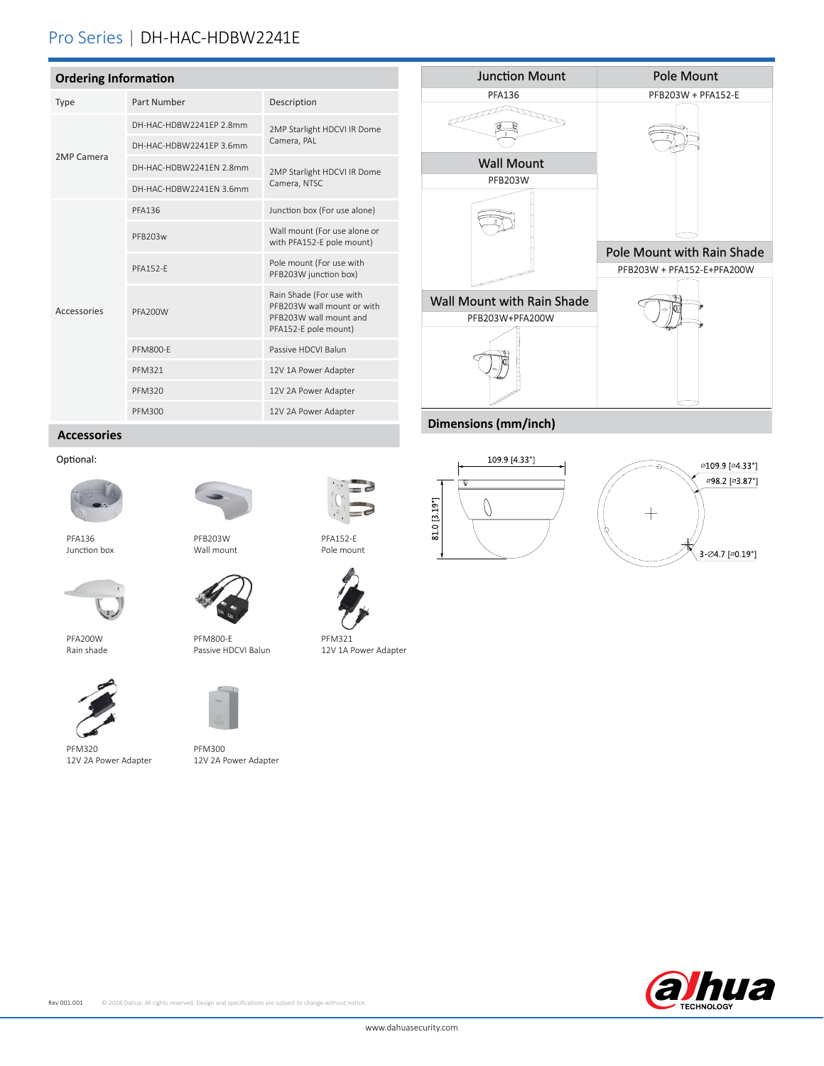## Ordering Information

| Type | Part Number | Description |
|---|---|---|
| 2MP Camera | DH-HAC-HDBW2241EP 2.8mm | 2MP Starlight HDCVI IR Dome Camera, PAL |
| | DH-HAC-HDBW2241EP 3.6mm | |
| | DH-HAC-HDBW2241EN 2.8mm | 2MP Starlight HDCVI IR Dome Camera, NTSC |
| | DH-HAC-HDBW2241EN 3.6mm | |
| Accessories | PFA136 | Junction box (For use alone) |
| | PFB203w | Wall mount (For use alone or with PFA152-E pole mount) |
| | PFA152-E | Pole mount (For use with PFB203W junction box) |
| | PFA200W | Rain Shade (For use with PFB203W wall mount or with PFB203W wall mount and PFA152-E pole mount) |
| | PFM800-E | Passive HDCVI Balun |
| | PFM321 | 12V 1A Power Adapter |
| | PFM320 | 12V 2A Power Adapter |
| | PFM300 | 12V 2A Power Adapter |

| Junction Mount | Pole Mount |
|---|---|
| PFA136 | PFB203W + PFA152-E |

| Wall Mount | Pole Mount with Rain Shade |
|---|---|
| PFB203W | PFB203W + PFA152-E+PFA200W |

| Wall Mount with Rain Shade |
|---|
| PFB203W+PFA200W |

## Accessories

Optional:

PFA136
Junction box

PFB203W
Wall mount

PFA152-E
Pole mount

PFA200W
Rain shade

PFM800-E
Passive HDCVI Balun

PFM321
12V 1A Power Adapter

PFM320
12V 2A Power Adapter

PFM300
12V 2A Power Adapter

## Dimensions (mm/inch)

109.9 [4.33"]

81.0 [3.19"]

ø109.9 [ø4.33"]

ø98.2 [ø3.87"]

3-ø4.7 [ø0.19"]

Rev 001.001 © 2018 Dahua. All rights reserved. Design and specifications are subject to change without notice.

www.dahuasecurity.com